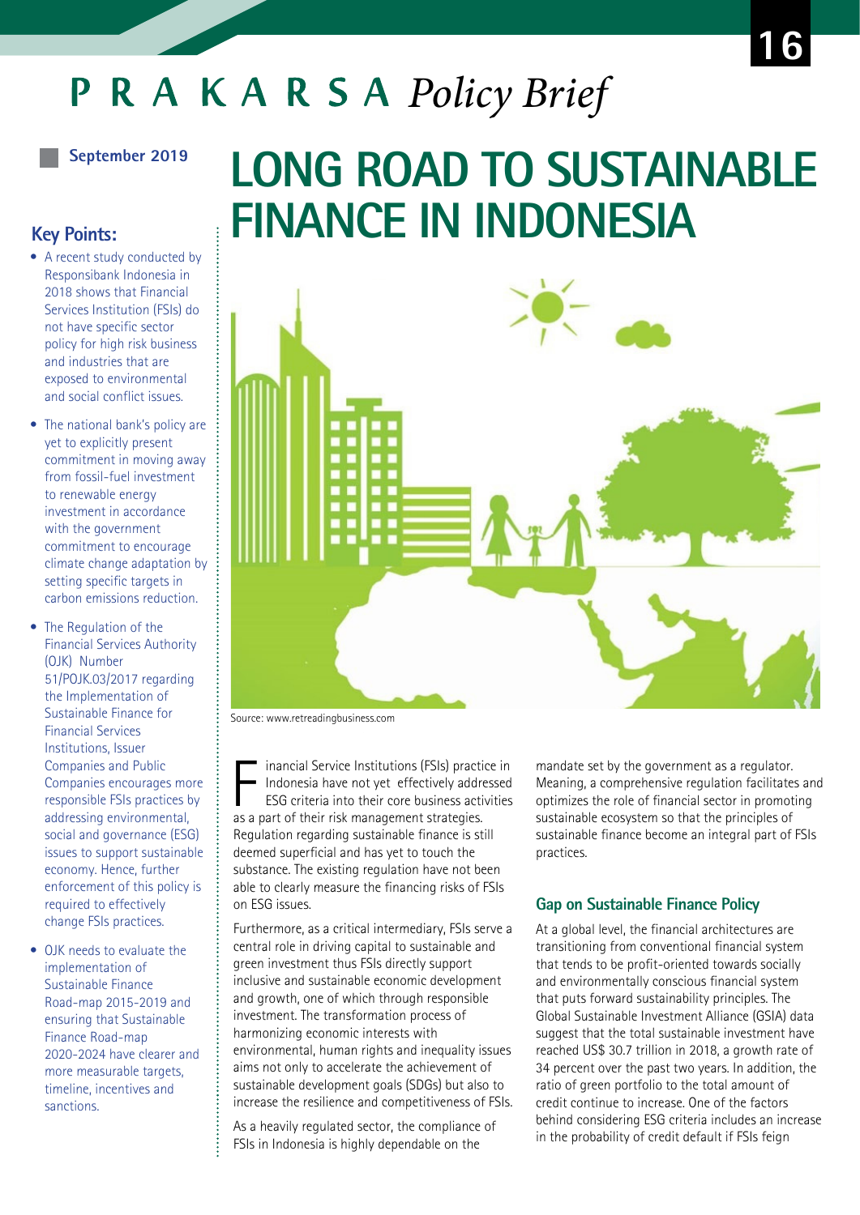PRAKARSA *Policy Brief*

September 2019

# LONG ROAD TO SUSTAINABLE FINANCE IN INDONESIA

## Key Points:

- A recent study conducted by Responsibank Indonesia in 2018 shows that Financial Services Institution (FSIs) do not have specific sector policy for high risk business and industries that are exposed to environmental and social conflict issues.
- The national bank's policy are yet to explicitly present commitment in moving away from fossil-fuel investment to renewable energy investment in accordance with the government commitment to encourage climate change adaptation by setting specific targets in carbon emissions reduction.
- The Regulation of the Financial Services Authority (OJK) Number 51/POJK.03/2017 regarding the Implementation of Sustainable Finance for Financial Services Institutions, Issuer Companies and Public Companies encourages more responsible FSIs practices by addressing environmental, social and governance (ESG) issues to support sustainable economy. Hence, further enforcement of this policy is required to effectively change FSIs practices.
- OJK needs to evaluate the implementation of Sustainable Finance Road-map 2015-2019 and ensuring that Sustainable Finance Road-map 2020-2024 have clearer and more measurable targets, timeline, incentives and sanctions.

Source: www.retreadingbusiness.com

Financial Service Institutions (FSIs) practice in Indonesia have not yet effectively addressed ESG criteria into their core business activities as a part of their risk management strategies. Regulation regarding sustainable finance is still deemed superficial and has yet to touch the substance. The existing regulation have not been able to clearly measure the financing risks of FSIs on ESG issues.

Furthermore, as a critical intermediary, FSIs serve a central role in driving capital to sustainable and green investment thus FSIs directly support inclusive and sustainable economic development and growth, one of which through responsible investment. The transformation process of harmonizing economic interests with environmental, human rights and inequality issues aims not only to accelerate the achievement of sustainable development goals (SDGs) but also to increase the resilience and competitiveness of FSIs.

As a heavily regulated sector, the compliance of FSIs in Indonesia is highly dependable on the mandate set by the government as a regulator. Meaning, a comprehensive regulation facilitates and optimizes the role of financial sector in promoting sustainable ecosystem so that the principles of sustainable finance become an integral part of FSIs practices.

## Gap on Sustainable Finance Policy

At a global level, the financial architectures are transitioning from conventional financial system that tends to be profit-oriented towards socially and environmentally conscious financial system that puts forward sustainability principles. The Global Sustainable Investment Alliance (GSIA) data suggest that the total sustainable investment have reached US$ 30.7 trillion in 2018, a growth rate of 34 percent over the past two years. In addition, the ratio of green portfolio to the total amount of credit continue to increase. One of the factors behind considering ESG criteria includes an increase in the probability of credit default if FSIs feign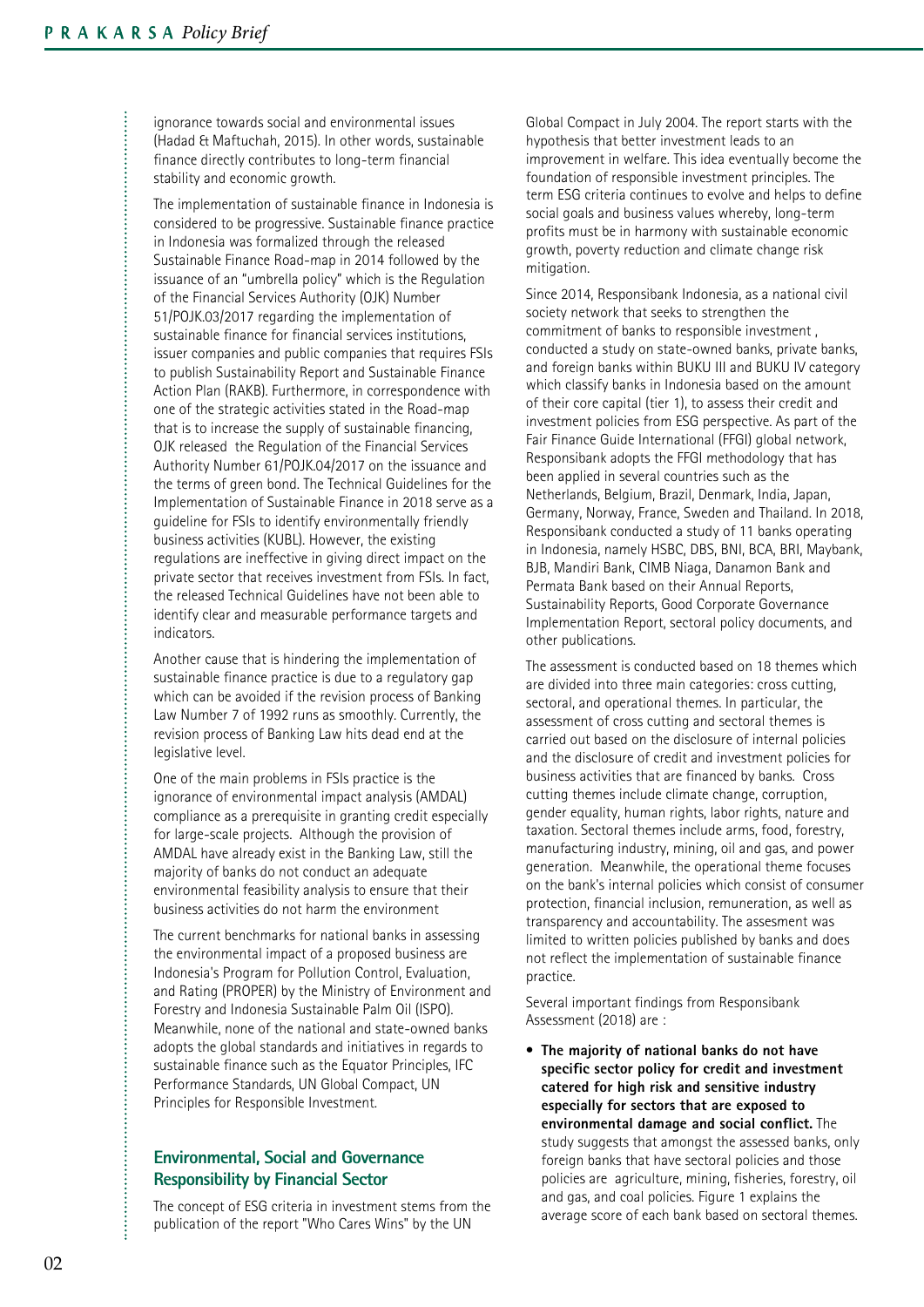ignorance towards social and environmental issues (Hadad & Maftuchah, 2015). In other words, sustainable finance directly contributes to long-term financial stability and economic growth.

The implementation of sustainable finance in Indonesia is considered to be progressive. Sustainable finance practice in Indonesia was formalized through the released Sustainable Finance Road-map in 2014 followed by the issuance of an "umbrella policy" which is the Regulation of the Financial Services Authority (OJK) Number 51/POJK.03/2017 regarding the implementation of sustainable finance for financial services institutions, issuer companies and public companies that requires FSIs to publish Sustainability Report and Sustainable Finance Action Plan (RAKB). Furthermore, in correspondence with one of the strategic activities stated in the Road-map that is to increase the supply of sustainable financing, OJK released the Regulation of the Financial Services Authority Number 61/POJK.04/2017 on the issuance and the terms of green bond. The Technical Guidelines for the Implementation of Sustainable Finance in 2018 serve as a guideline for FSIs to identify environmentally friendly business activities (KUBL). However, the existing regulations are ineffective in giving direct impact on the private sector that receives investment from FSIs. In fact, the released Technical Guidelines have not been able to identify clear and measurable performance targets and indicators.

Another cause that is hindering the implementation of sustainable finance practice is due to a regulatory gap which can be avoided if the revision process of Banking Law Number 7 of 1992 runs as smoothly. Currently, the revision process of Banking Law hits dead end at the legislative level.

One of the main problems in FSIs practice is the ignorance of environmental impact analysis (AMDAL) compliance as a prerequisite in granting credit especially for large-scale projects. Although the provision of AMDAL have already exist in the Banking Law, still the majority of banks do not conduct an adequate environmental feasibility analysis to ensure that their business activities do not harm the environment

The current benchmarks for national banks in assessing the environmental impact of a proposed business are Indonesia's Program for Pollution Control, Evaluation, and Rating (PROPER) by the Ministry of Environment and Forestry and Indonesia Sustainable Palm Oil (ISPO). Meanwhile, none of the national and state-owned banks adopts the global standards and initiatives in regards to sustainable finance such as the Equator Principles, IFC Performance Standards, UN Global Compact, UN Principles for Responsible Investment.

## Environmental, Social and Governance Responsibility by Financial Sector

The concept of ESG criteria in investment stems from the publication of the report "Who Cares Wins" by the UN Global Compact in July 2004. The report starts with the hypothesis that better investment leads to an improvement in welfare. This idea eventually become the foundation of responsible investment principles. The term ESG criteria continues to evolve and helps to define social goals and business values whereby, long-term profits must be in harmony with sustainable economic growth, poverty reduction and climate change risk mitigation.

Since 2014, Responsibank Indonesia, as a national civil society network that seeks to strengthen the commitment of banks to responsible investment , conducted a study on state-owned banks, private banks, and foreign banks within BUKU III and BUKU IV category which classify banks in Indonesia based on the amount of their core capital (tier 1), to assess their credit and investment policies from ESG perspective. As part of the Fair Finance Guide International (FFGI) global network, Responsibank adopts the FFGI methodology that has been applied in several countries such as the Netherlands, Belgium, Brazil, Denmark, India, Japan, Germany, Norway, France, Sweden and Thailand. In 2018, Responsibank conducted a study of 11 banks operating in Indonesia, namely HSBC, DBS, BNI, BCA, BRI, Maybank, BJB, Mandiri Bank, CIMB Niaga, Danamon Bank and Permata Bank based on their Annual Reports, Sustainability Reports, Good Corporate Governance Implementation Report, sectoral policy documents, and other publications.

The assessment is conducted based on 18 themes which are divided into three main categories: cross cutting, sectoral, and operational themes. In particular, the assessment of cross cutting and sectoral themes is carried out based on the disclosure of internal policies and the disclosure of credit and investment policies for business activities that are financed by banks. Cross cutting themes include climate change, corruption, gender equality, human rights, labor rights, nature and taxation. Sectoral themes include arms, food, forestry, manufacturing industry, mining, oil and gas, and power generation. Meanwhile, the operational theme focuses on the bank's internal policies which consist of consumer protection, financial inclusion, remuneration, as well as transparency and accountability. The assesment was limited to written policies published by banks and does not reflect the implementation of sustainable finance practice.

Several important findings from Responsibank Assessment (2018) are :

- **The majority of national banks do not have specific sector policy for credit and investment catered for high risk and sensitive industry especially for sectors that are exposed to environmental damage and social conflict.** The study suggests that amongst the assessed banks, only foreign banks that have sectoral policies and those policies are agriculture, mining, fisheries, forestry, oil and gas, and coal policies. Figure 1 explains the average score of each bank based on sectoral themes.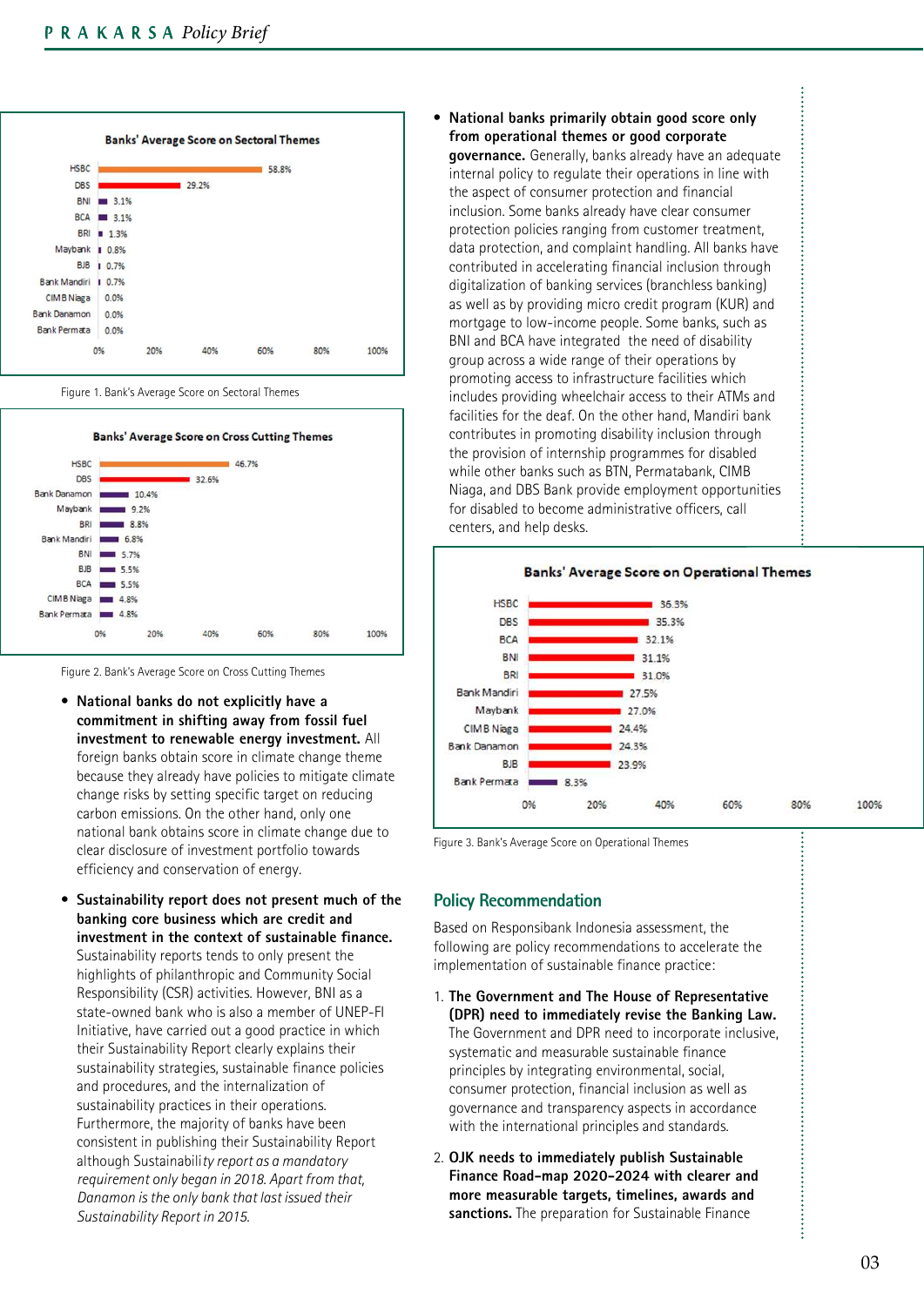**Banks' Average Score on Sectoral Themes**

| Bank | Score |
|---|---|
| HSBC | 58.8% |
| DBS | 29.2% |
| BNI | 3.1% |
| BCA | 3.1% |
| BRI | 1.3% |
| Maybank | 0.8% |
| BJB | 0.7% |
| Bank Mandiri | 0.7% |
| CIMB Niaga | 0.0% |
| Bank Danamon | 0.0% |
| Bank Permata | 0.0% |

Figure 1. Bank's Average Score on Sectoral Themes

**Banks' Average Score on Cross Cutting Themes**

| Bank | Score |
|---|---|
| HSBC | 46.7% |
| DBS | 32.6% |
| Bank Danamon | 10.4% |
| Maybank | 9.2% |
| BRI | 8.8% |
| Bank Mandiri | 6.8% |
| BNI | 5.7% |
| BJB | 5.5% |
| BCA | 5.5% |
| CIMB Niaga | 4.8% |
| Bank Permata | 4.8% |

Figure 2. Bank's Average Score on Cross Cutting Themes

- **National banks do not explicitly have a commitment in shifting away from fossil fuel investment to renewable energy investment.** All foreign banks obtain score in climate change theme because they already have policies to mitigate climate change risks by setting specific target on reducing carbon emissions. On the other hand, only one national bank obtains score in climate change due to clear disclosure of investment portfolio towards efficiency and conservation of energy.

- **Sustainability report does not present much of the banking core business which are credit and investment in the context of sustainable finance.** Sustainability reports tends to only present the highlights of philanthropic and Community Social Responsibility (CSR) activities. However, BNI as a state-owned bank who is also a member of UNEP-FI Initiative, have carried out a good practice in which their Sustainability Report clearly explains their sustainability strategies, sustainable finance policies and procedures, and the internalization of sustainability practices in their operations. Furthermore, the majority of banks have been consistent in publishing their Sustainability Report although Sustainabili*ty report as a mandatory requirement only began in 2018. Apart from that, Danamon is the only bank that last issued their Sustainability Report in 2015.*

- **National banks primarily obtain good score only from operational themes or good corporate governance.** Generally, banks already have an adequate internal policy to regulate their operations in line with the aspect of consumer protection and financial inclusion. Some banks already have clear consumer protection policies ranging from customer treatment, data protection, and complaint handling. All banks have contributed in accelerating financial inclusion through digitalization of banking services (branchless banking) as well as by providing micro credit program (KUR) and mortgage to low-income people. Some banks, such as BNI and BCA have integrated the need of disability group across a wide range of their operations by promoting access to infrastructure facilities which includes providing wheelchair access to their ATMs and facilities for the deaf. On the other hand, Mandiri bank contributes in promoting disability inclusion through the provision of internship programmes for disabled while other banks such as BTN, Permatabank, CIMB Niaga, and DBS Bank provide employment opportunities for disabled to become administrative officers, call centers, and help desks.

**Banks' Average Score on Operational Themes**

| Bank | Score |
|---|---|
| HSBC | 36.3% |
| DBS | 35.3% |
| BCA | 32.1% |
| BNI | 31.1% |
| BRI | 31.0% |
| Bank Mandiri | 27.5% |
| Maybank | 27.0% |
| CIMB Niaga | 24.4% |
| Bank Danamon | 24.3% |
| BJB | 23.9% |
| Bank Permata | 8.3% |

Figure 3. Bank's Average Score on Operational Themes

## Policy Recommendation

Based on Responsibank Indonesia assessment, the following are policy recommendations to accelerate the implementation of sustainable finance practice:

1. **The Government and The House of Representative (DPR) need to immediately revise the Banking Law.** The Government and DPR need to incorporate inclusive, systematic and measurable sustainable finance principles by integrating environmental, social, consumer protection, financial inclusion as well as governance and transparency aspects in accordance with the international principles and standards.

2. **OJK needs to immediately publish Sustainable Finance Road-map 2020-2024 with clearer and more measurable targets, timelines, awards and sanctions.** The preparation for Sustainable Finance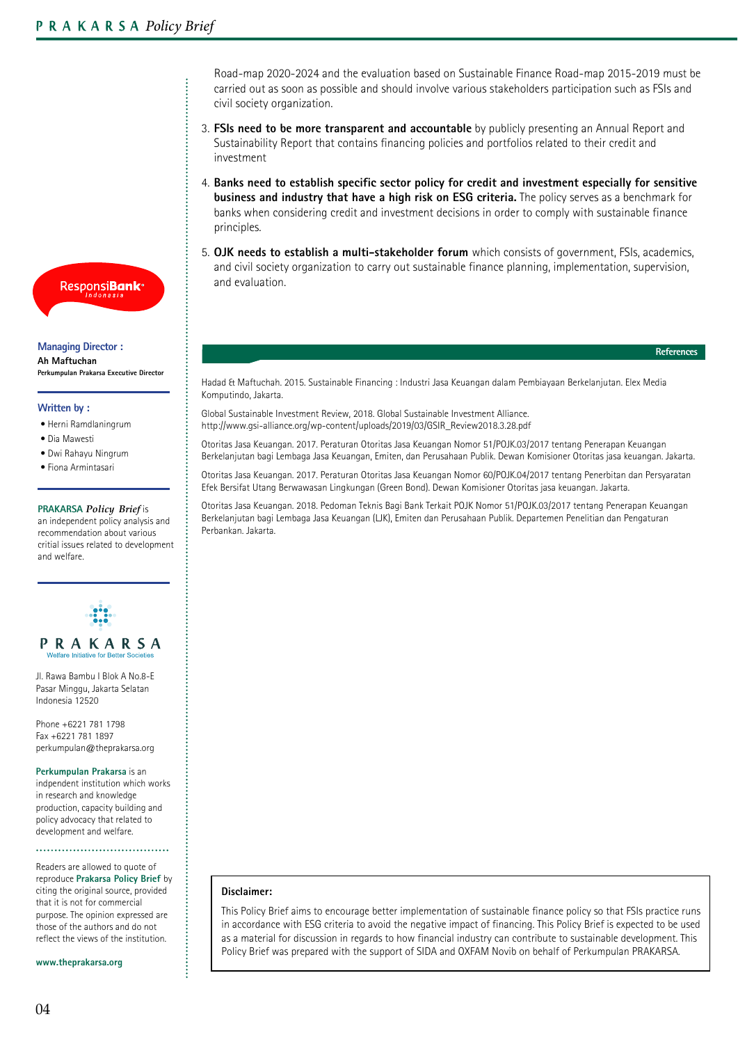Road-map 2020-2024 and the evaluation based on Sustainable Finance Road-map 2015-2019 must be carried out as soon as possible and should involve various stakeholders participation such as FSIs and civil society organization.

3. **FSIs need to be more transparent and accountable** by publicly presenting an Annual Report and Sustainability Report that contains financing policies and portfolios related to their credit and investment
4. **Banks need to establish specific sector policy for credit and investment especially for sensitive business and industry that have a high risk on ESG criteria.** The policy serves as a benchmark for banks when considering credit and investment decisions in order to comply with sustainable finance principles.
5. **OJK needs to establish a multi-stakeholder forum** which consists of government, FSIs, academics, and civil society organization to carry out sustainable finance planning, implementation, supervision, and evaluation.

## References

Hadad & Maftuchah. 2015. Sustainable Financing : Industri Jasa Keuangan dalam Pembiayaan Berkelanjutan. Elex Media Komputindo, Jakarta.

Global Sustainable Investment Review, 2018. Global Sustainable Investment Alliance. http://www.gsi-alliance.org/wp-content/uploads/2019/03/GSIR_Review2018.3.28.pdf

Otoritas Jasa Keuangan. 2017. Peraturan Otoritas Jasa Keuangan Nomor 51/POJK.03/2017 tentang Penerapan Keuangan Berkelanjutan bagi Lembaga Jasa Keuangan, Emiten, dan Perusahaan Publik. Dewan Komisioner Otoritas jasa keuangan. Jakarta.

Otoritas Jasa Keuangan. 2017. Peraturan Otoritas Jasa Keuangan Nomor 60/POJK.04/2017 tentang Penerbitan dan Persyaratan Efek Bersifat Utang Berwawasan Lingkungan (Green Bond). Dewan Komisioner Otoritas jasa keuangan. Jakarta.

Otoritas Jasa Keuangan. 2018. Pedoman Teknis Bagi Bank Terkait POJK Nomor 51/POJK.03/2017 tentang Penerapan Keuangan Berkelanjutan bagi Lembaga Jasa Keuangan (LJK), Emiten dan Perusahaan Publik. Departemen Penelitian dan Pengaturan Perbankan. Jakarta.

**Disclaimer:**

This Policy Brief aims to encourage better implementation of sustainable finance policy so that FSIs practice runs in accordance with ESG criteria to avoid the negative impact of financing. This Policy Brief is expected to be used as a material for discussion in regards to how financial industry can contribute to sustainable development. This Policy Brief was prepared with the support of SIDA and OXFAM Novib on behalf of Perkumpulan PRAKARSA.

ResponsiBank Indonesia

**Managing Director :**
**Ah Maftuchan**
Perkumpulan Prakarsa Executive Director

**Written by :**

- Herni Ramdlaningrum
- Dia Mawesti
- Dwi Rahayu Ningrum
- Fiona Armintasari

**PRAKARSA** ***Policy Brief*** is an independent policy analysis and recommendation about various critial issues related to development and welfare.

PRAKARSA
Welfare Initiative for Better Societies

Jl. Rawa Bambu I Blok A No.8-E
Pasar Minggu, Jakarta Selatan
Indonesia 12520

Phone +6221 781 1798
Fax +6221 781 1897
perkumpulan@theprakarsa.org

**Perkumpulan Prakarsa** is an indpendent institution which works in research and knowledge production, capacity building and policy advocacy that related to development and welfare.

Readers are allowed to quote of reproduce **Prakarsa Policy Brief** by citing the original source, provided that it is not for commercial purpose. The opinion expressed are those of the authors and do not reflect the views of the institution.

**www.theprakarsa.org**